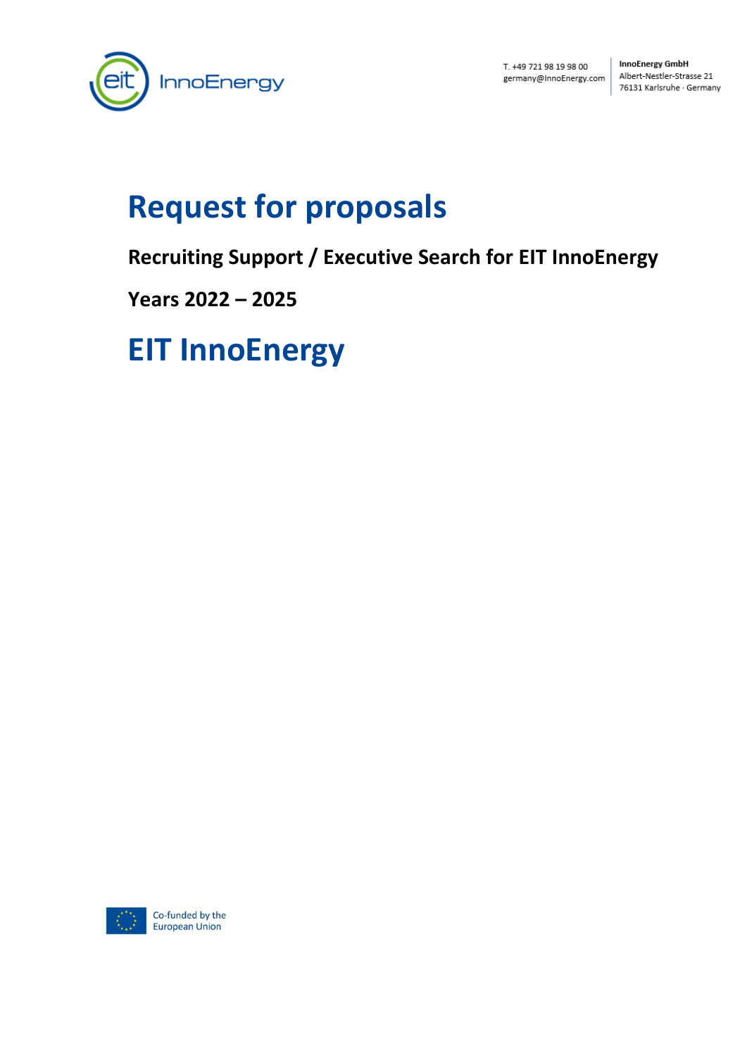T. +49 721 98 19 98 00
germany@InnoEnergy.com

**InnoEnergy GmbH**
Albert-Nestler-Strasse 21
76131 Karlsruhe · Germany

# Request for proposals

**Recruiting Support / Executive Search for EIT InnoEnergy**

**Years 2022 – 2025**

# EIT InnoEnergy

Co-funded by the European Union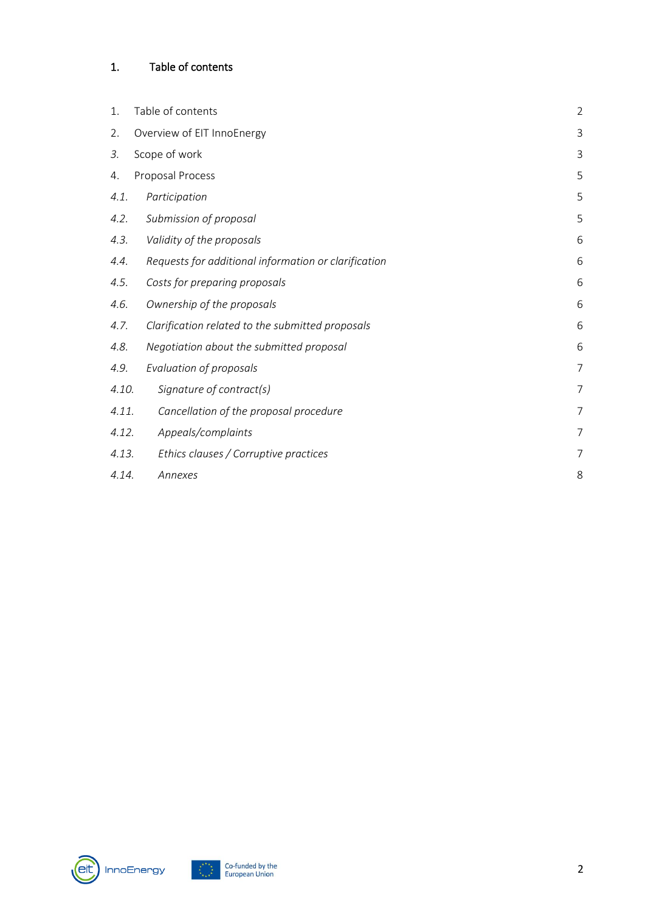# 1. Table of contents

| | | |
|---|---|---|
| 1. | Table of contents | 2 |
| 2. | Overview of EIT InnoEnergy | 3 |
| *3.* | Scope of work | 3 |
| 4. | Proposal Process | 5 |
| *4.1.* | *Participation* | 5 |
| *4.2.* | *Submission of proposal* | 5 |
| *4.3.* | *Validity of the proposals* | 6 |
| *4.4.* | *Requests for additional information or clarification* | 6 |
| *4.5.* | *Costs for preparing proposals* | 6 |
| *4.6.* | *Ownership of the proposals* | 6 |
| *4.7.* | *Clarification related to the submitted proposals* | 6 |
| *4.8.* | *Negotiation about the submitted proposal* | 6 |
| *4.9.* | *Evaluation of proposals* | 7 |
| *4.10.* | *Signature of contract(s)* | 7 |
| *4.11.* | *Cancellation of the proposal procedure* | 7 |
| *4.12.* | *Appeals/complaints* | 7 |
| *4.13.* | *Ethics clauses / Corruptive practices* | 7 |
| *4.14.* | *Annexes* | 8 |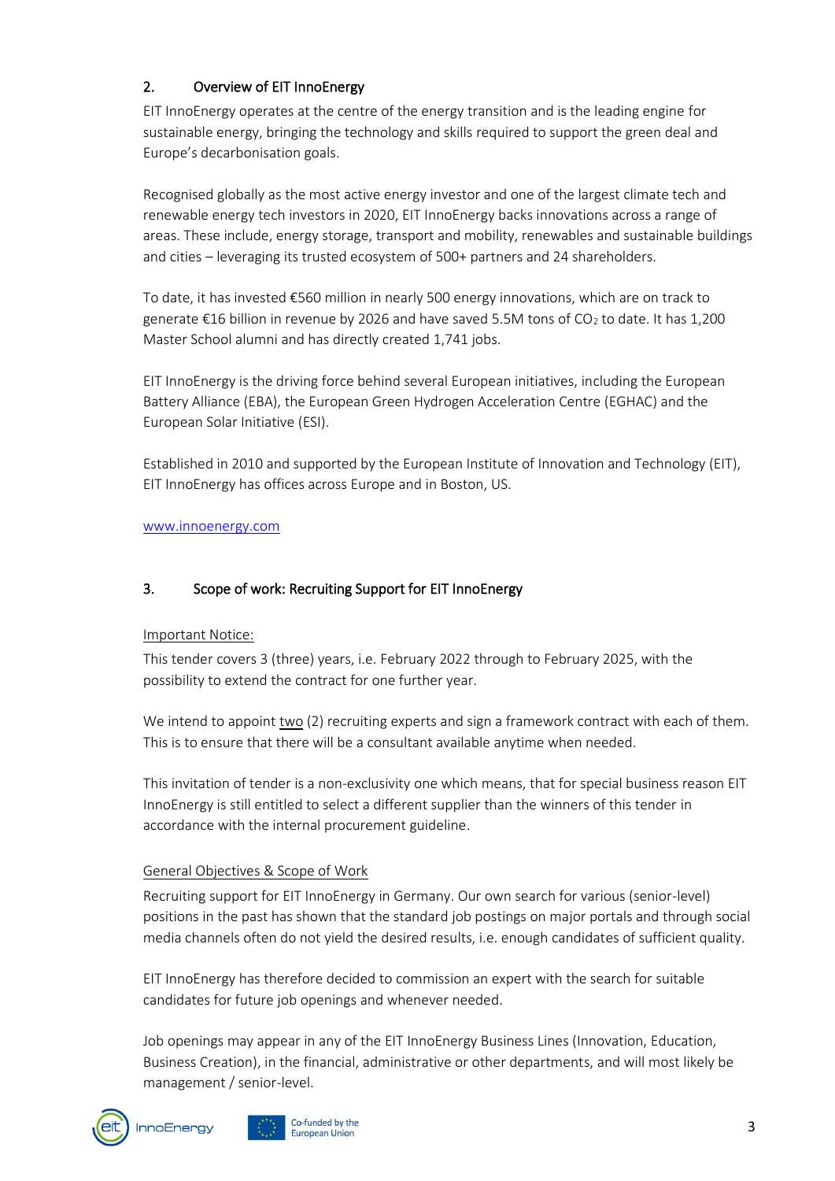## 2. Overview of EIT InnoEnergy

EIT InnoEnergy operates at the centre of the energy transition and is the leading engine for sustainable energy, bringing the technology and skills required to support the green deal and Europe's decarbonisation goals.

Recognised globally as the most active energy investor and one of the largest climate tech and renewable energy tech investors in 2020, EIT InnoEnergy backs innovations across a range of areas. These include, energy storage, transport and mobility, renewables and sustainable buildings and cities – leveraging its trusted ecosystem of 500+ partners and 24 shareholders.

To date, it has invested €560 million in nearly 500 energy innovations, which are on track to generate €16 billion in revenue by 2026 and have saved 5.5M tons of $CO_2$ to date. It has 1,200 Master School alumni and has directly created 1,741 jobs.

EIT InnoEnergy is the driving force behind several European initiatives, including the European Battery Alliance (EBA), the European Green Hydrogen Acceleration Centre (EGHAC) and the European Solar Initiative (ESI).

Established in 2010 and supported by the European Institute of Innovation and Technology (EIT), EIT InnoEnergy has offices across Europe and in Boston, US.

www.innoenergy.com

## 3. Scope of work: Recruiting Support for EIT InnoEnergy

Important Notice:

This tender covers 3 (three) years, i.e. February 2022 through to February 2025, with the possibility to extend the contract for one further year.

We intend to appoint two (2) recruiting experts and sign a framework contract with each of them. This is to ensure that there will be a consultant available anytime when needed.

This invitation of tender is a non-exclusivity one which means, that for special business reason EIT InnoEnergy is still entitled to select a different supplier than the winners of this tender in accordance with the internal procurement guideline.

General Objectives & Scope of Work

Recruiting support for EIT InnoEnergy in Germany. Our own search for various (senior-level) positions in the past has shown that the standard job postings on major portals and through social media channels often do not yield the desired results, i.e. enough candidates of sufficient quality.

EIT InnoEnergy has therefore decided to commission an expert with the search for suitable candidates for future job openings and whenever needed.

Job openings may appear in any of the EIT InnoEnergy Business Lines (Innovation, Education, Business Creation), in the financial, administrative or other departments, and will most likely be management / senior-level.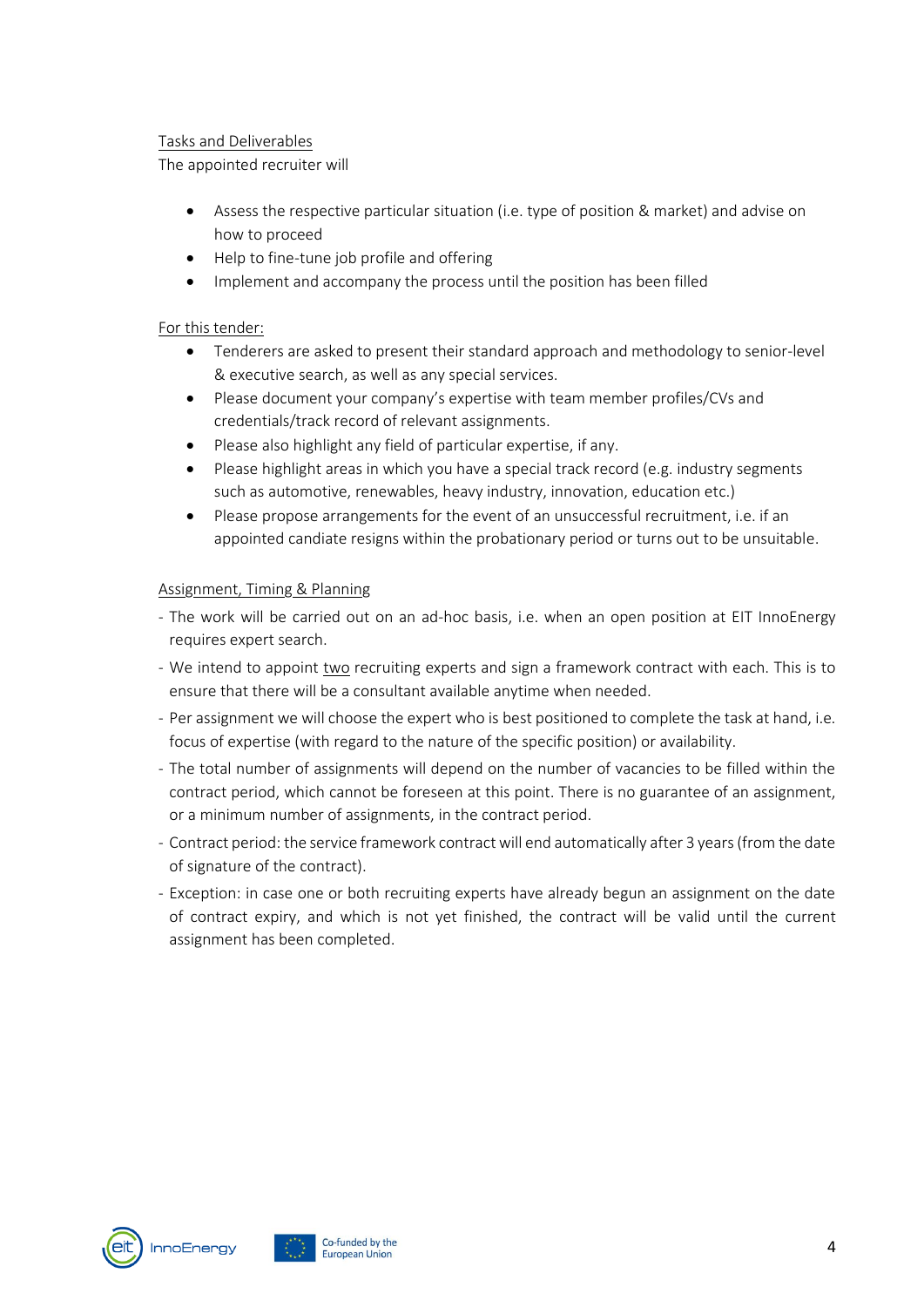Tasks and Deliverables

The appointed recruiter will

- Assess the respective particular situation (i.e. type of position & market) and advise on how to proceed
- Help to fine-tune job profile and offering
- Implement and accompany the process until the position has been filled

For this tender:

- Tenderers are asked to present their standard approach and methodology to senior-level & executive search, as well as any special services.
- Please document your company's expertise with team member profiles/CVs and credentials/track record of relevant assignments.
- Please also highlight any field of particular expertise, if any.
- Please highlight areas in which you have a special track record (e.g. industry segments such as automotive, renewables, heavy industry, innovation, education etc.)
- Please propose arrangements for the event of an unsuccessful recruitment, i.e. if an appointed candiate resigns within the probationary period or turns out to be unsuitable.

Assignment, Timing & Planning

- The work will be carried out on an ad-hoc basis, i.e. when an open position at EIT InnoEnergy requires expert search.
- We intend to appoint two recruiting experts and sign a framework contract with each. This is to ensure that there will be a consultant available anytime when needed.
- Per assignment we will choose the expert who is best positioned to complete the task at hand, i.e. focus of expertise (with regard to the nature of the specific position) or availability.
- The total number of assignments will depend on the number of vacancies to be filled within the contract period, which cannot be foreseen at this point. There is no guarantee of an assignment, or a minimum number of assignments, in the contract period.
- Contract period: the service framework contract will end automatically after 3 years (from the date of signature of the contract).
- Exception: in case one or both recruiting experts have already begun an assignment on the date of contract expiry, and which is not yet finished, the contract will be valid until the current assignment has been completed.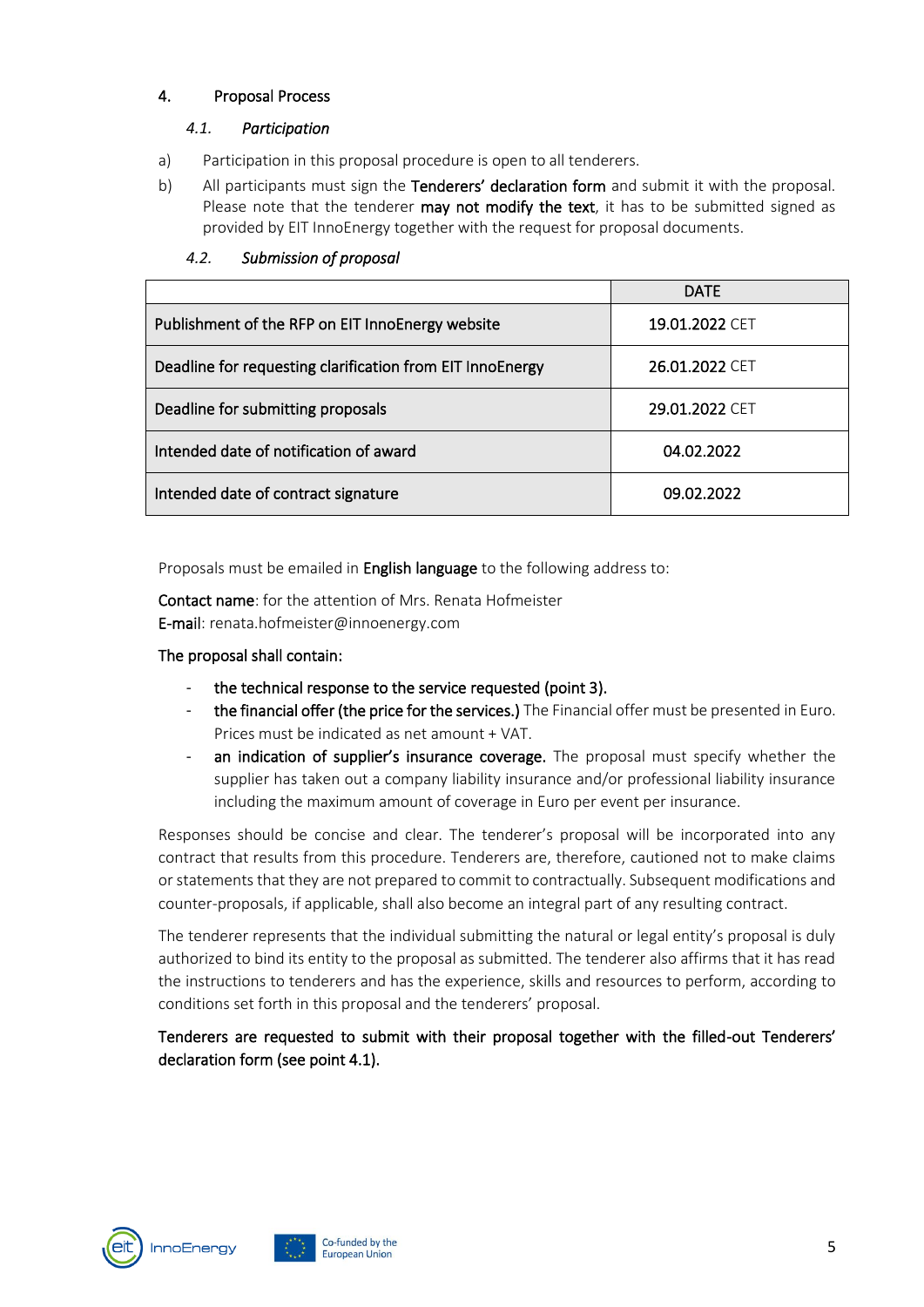## 4. Proposal Process

### *4.1. Participation*

a) Participation in this proposal procedure is open to all tenderers.

b) All participants must sign the **Tenderers' declaration form** and submit it with the proposal. Please note that the tenderer **may not modify the text**, it has to be submitted signed as provided by EIT InnoEnergy together with the request for proposal documents.

### *4.2. Submission of proposal*

| | DATE |
|---|---|
| Publishment of the RFP on EIT InnoEnergy website | 19.01.2022 CET |
| Deadline for requesting clarification from EIT InnoEnergy | 26.01.2022 CET |
| Deadline for submitting proposals | 29.01.2022 CET |
| Intended date of notification of award | 04.02.2022 |
| Intended date of contract signature | 09.02.2022 |

Proposals must be emailed in **English language** to the following address to:

**Contact name**: for the attention of Mrs. Renata Hofmeister
**E-mail**: renata.hofmeister@innoenergy.com

**The proposal shall contain:**

- **the technical response to the service requested (point 3).**
- **the financial offer (the price for the services.)** The Financial offer must be presented in Euro. Prices must be indicated as net amount + VAT.
- **an indication of supplier's insurance coverage.** The proposal must specify whether the supplier has taken out a company liability insurance and/or professional liability insurance including the maximum amount of coverage in Euro per event per insurance.

Responses should be concise and clear. The tenderer's proposal will be incorporated into any contract that results from this procedure. Tenderers are, therefore, cautioned not to make claims or statements that they are not prepared to commit to contractually. Subsequent modifications and counter-proposals, if applicable, shall also become an integral part of any resulting contract.

The tenderer represents that the individual submitting the natural or legal entity's proposal is duly authorized to bind its entity to the proposal as submitted. The tenderer also affirms that it has read the instructions to tenderers and has the experience, skills and resources to perform, according to conditions set forth in this proposal and the tenderers' proposal.

**Tenderers are requested to submit with their proposal together with the filled-out Tenderers' declaration form (see point 4.1).**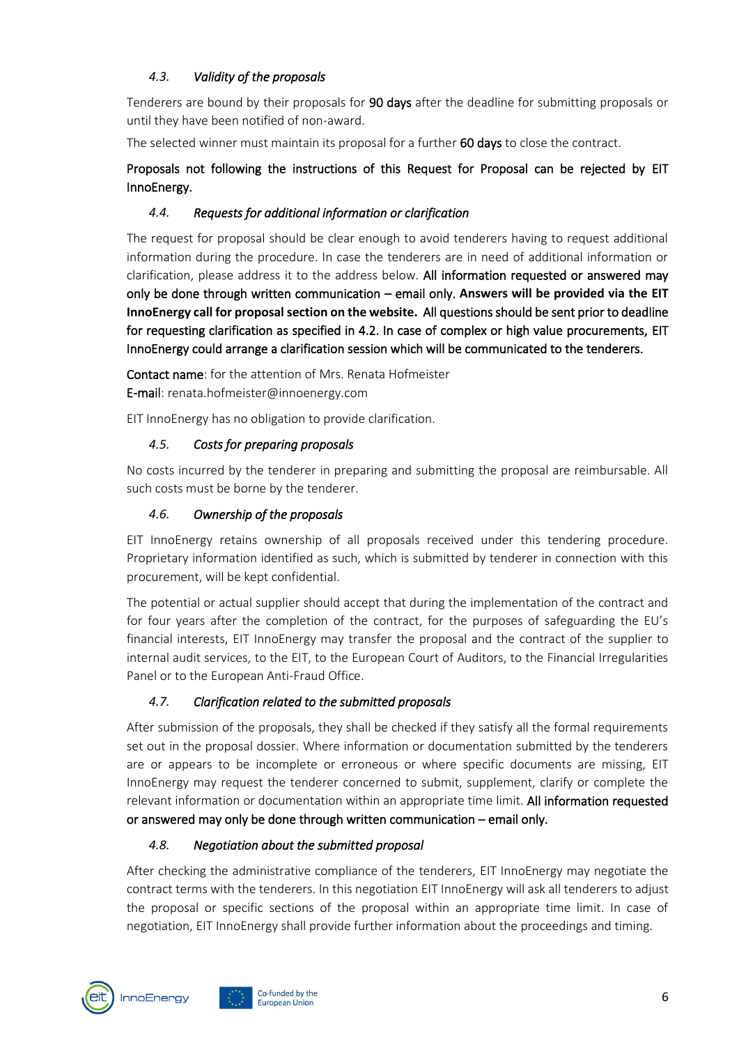### *4.3. Validity of the proposals*

Tenderers are bound by their proposals for **90 days** after the deadline for submitting proposals or until they have been notified of non-award.

The selected winner must maintain its proposal for a further **60 days** to close the contract.

**Proposals not following the instructions of this Request for Proposal can be rejected by EIT InnoEnergy.**

### *4.4. Requests for additional information or clarification*

The request for proposal should be clear enough to avoid tenderers having to request additional information during the procedure. In case the tenderers are in need of additional information or clarification, please address it to the address below. **All information requested or answered may only be done through written communication – email only. Answers will be provided via the EIT InnoEnergy call for proposal section on the website. All questions should be sent prior to deadline for requesting clarification as specified in 4.2. In case of complex or high value procurements, EIT InnoEnergy could arrange a clarification session which will be communicated to the tenderers.**

**Contact name**: for the attention of Mrs. Renata Hofmeister
**E-mail**: renata.hofmeister@innoenergy.com

EIT InnoEnergy has no obligation to provide clarification.

### *4.5. Costs for preparing proposals*

No costs incurred by the tenderer in preparing and submitting the proposal are reimbursable. All such costs must be borne by the tenderer.

### *4.6. Ownership of the proposals*

EIT InnoEnergy retains ownership of all proposals received under this tendering procedure. Proprietary information identified as such, which is submitted by tenderer in connection with this procurement, will be kept confidential.

The potential or actual supplier should accept that during the implementation of the contract and for four years after the completion of the contract, for the purposes of safeguarding the EU's financial interests, EIT InnoEnergy may transfer the proposal and the contract of the supplier to internal audit services, to the EIT, to the European Court of Auditors, to the Financial Irregularities Panel or to the European Anti-Fraud Office.

### *4.7. Clarification related to the submitted proposals*

After submission of the proposals, they shall be checked if they satisfy all the formal requirements set out in the proposal dossier. Where information or documentation submitted by the tenderers are or appears to be incomplete or erroneous or where specific documents are missing, EIT InnoEnergy may request the tenderer concerned to submit, supplement, clarify or complete the relevant information or documentation within an appropriate time limit. **All information requested or answered may only be done through written communication – email only.**

### *4.8. Negotiation about the submitted proposal*

After checking the administrative compliance of the tenderers, EIT InnoEnergy may negotiate the contract terms with the tenderers. In this negotiation EIT InnoEnergy will ask all tenderers to adjust the proposal or specific sections of the proposal within an appropriate time limit. In case of negotiation, EIT InnoEnergy shall provide further information about the proceedings and timing.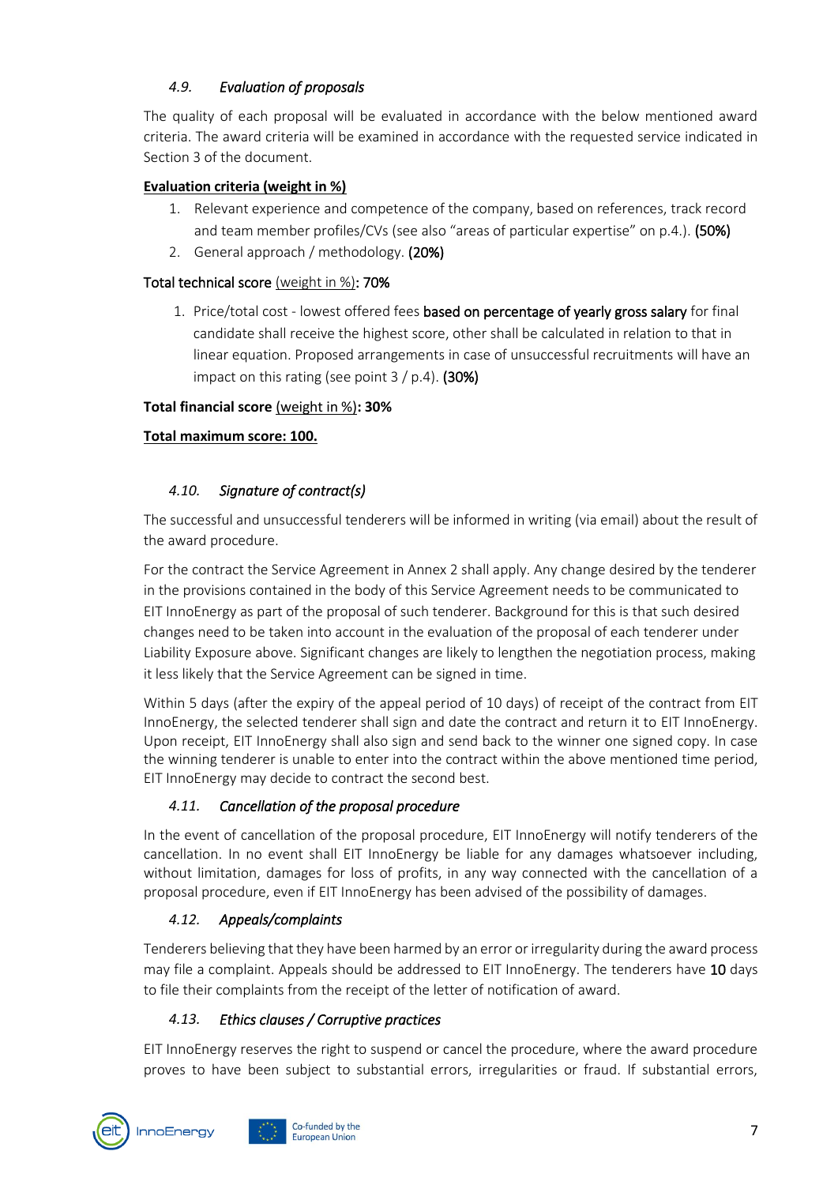### *4.9. Evaluation of proposals*

The quality of each proposal will be evaluated in accordance with the below mentioned award criteria. The award criteria will be examined in accordance with the requested service indicated in Section 3 of the document.

**Evaluation criteria (weight in %)**

1. Relevant experience and competence of the company, based on references, track record and team member profiles/CVs (see also "areas of particular expertise" on p.4.). **(50%)**
2. General approach / methodology. **(20%)**

Total technical score (weight in %)**: 70%**

1. Price/total cost - lowest offered fees **based on percentage of yearly gross salary** for final candidate shall receive the highest score, other shall be calculated in relation to that in linear equation. Proposed arrangements in case of unsuccessful recruitments will have an impact on this rating (see point 3 / p.4). **(30%)**

**Total financial score** (weight in %)**: 30%**

**Total maximum score: 100.**

### *4.10. Signature of contract(s)*

The successful and unsuccessful tenderers will be informed in writing (via email) about the result of the award procedure.

For the contract the Service Agreement in Annex 2 shall apply. Any change desired by the tenderer in the provisions contained in the body of this Service Agreement needs to be communicated to EIT InnoEnergy as part of the proposal of such tenderer. Background for this is that such desired changes need to be taken into account in the evaluation of the proposal of each tenderer under Liability Exposure above. Significant changes are likely to lengthen the negotiation process, making it less likely that the Service Agreement can be signed in time.

Within 5 days (after the expiry of the appeal period of 10 days) of receipt of the contract from EIT InnoEnergy, the selected tenderer shall sign and date the contract and return it to EIT InnoEnergy. Upon receipt, EIT InnoEnergy shall also sign and send back to the winner one signed copy. In case the winning tenderer is unable to enter into the contract within the above mentioned time period, EIT InnoEnergy may decide to contract the second best.

### *4.11. Cancellation of the proposal procedure*

In the event of cancellation of the proposal procedure, EIT InnoEnergy will notify tenderers of the cancellation. In no event shall EIT InnoEnergy be liable for any damages whatsoever including, without limitation, damages for loss of profits, in any way connected with the cancellation of a proposal procedure, even if EIT InnoEnergy has been advised of the possibility of damages.

### *4.12. Appeals/complaints*

Tenderers believing that they have been harmed by an error or irregularity during the award process may file a complaint. Appeals should be addressed to EIT InnoEnergy. The tenderers have 10 days to file their complaints from the receipt of the letter of notification of award.

### *4.13. Ethics clauses / Corruptive practices*

EIT InnoEnergy reserves the right to suspend or cancel the procedure, where the award procedure proves to have been subject to substantial errors, irregularities or fraud. If substantial errors,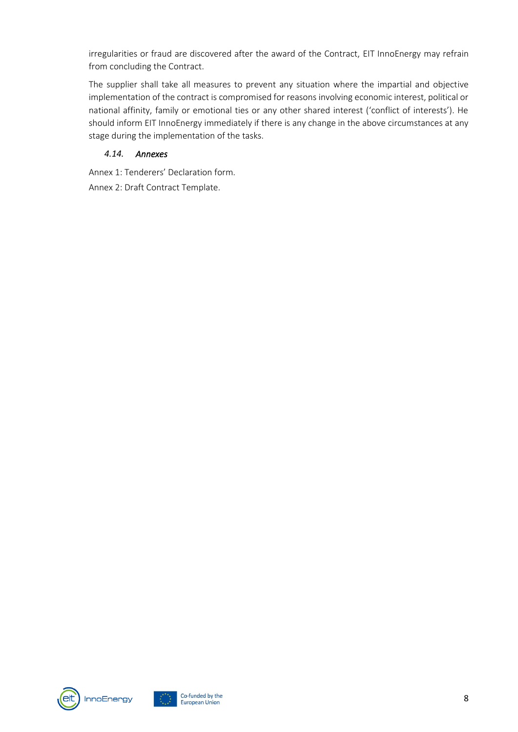irregularities or fraud are discovered after the award of the Contract, EIT InnoEnergy may refrain from concluding the Contract.

The supplier shall take all measures to prevent any situation where the impartial and objective implementation of the contract is compromised for reasons involving economic interest, political or national affinity, family or emotional ties or any other shared interest ('conflict of interests'). He should inform EIT InnoEnergy immediately if there is any change in the above circumstances at any stage during the implementation of the tasks.

### *4.14. Annexes*

Annex 1: Tenderers' Declaration form.

Annex 2: Draft Contract Template.